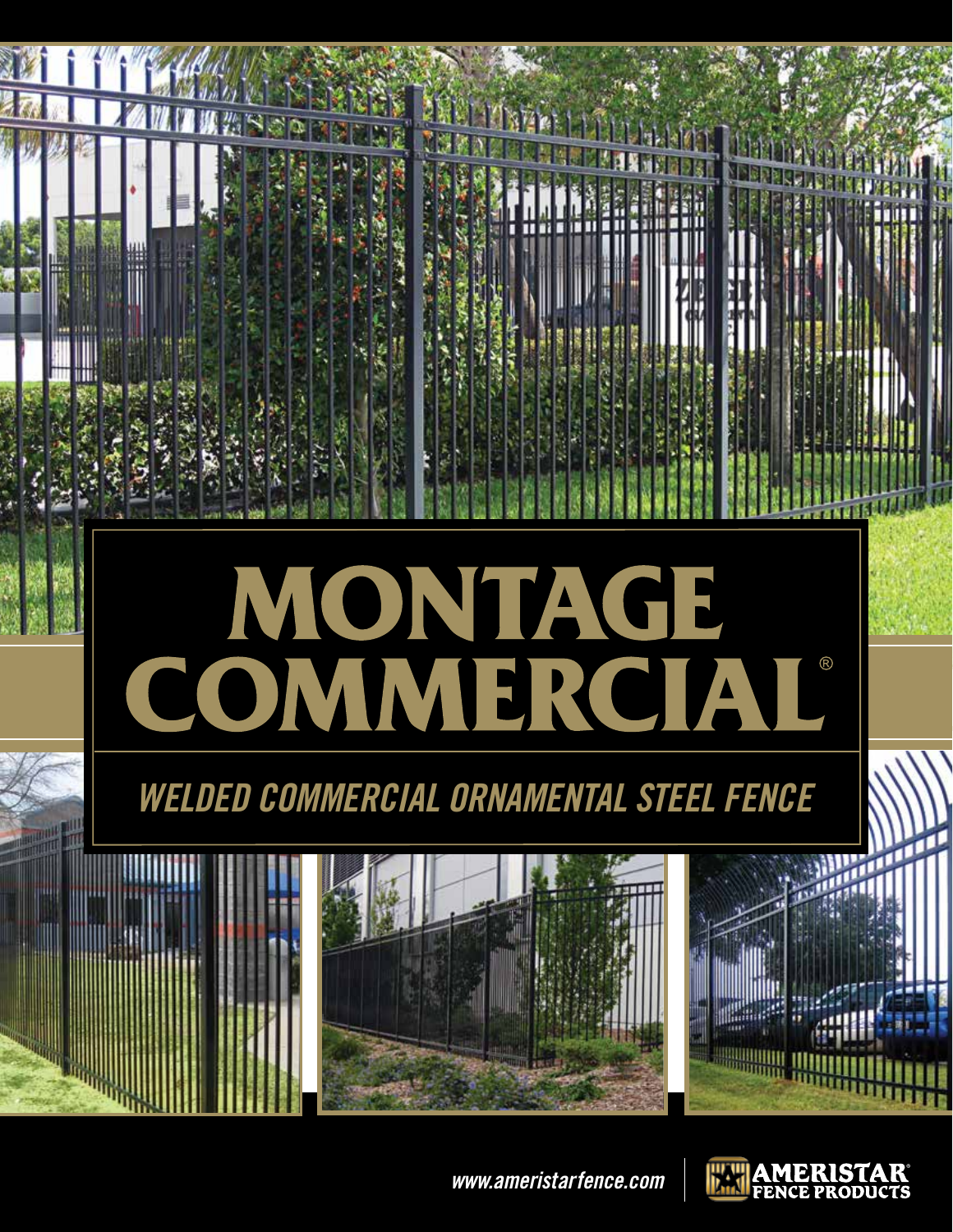# MONTAGE COMMERCIAL®

## *WELDED COMMERCIAL ORNAMENTAL STEEL FENCE*

*www.ameristarfence.com*

AMERISTAR® FENCE PRODUCTS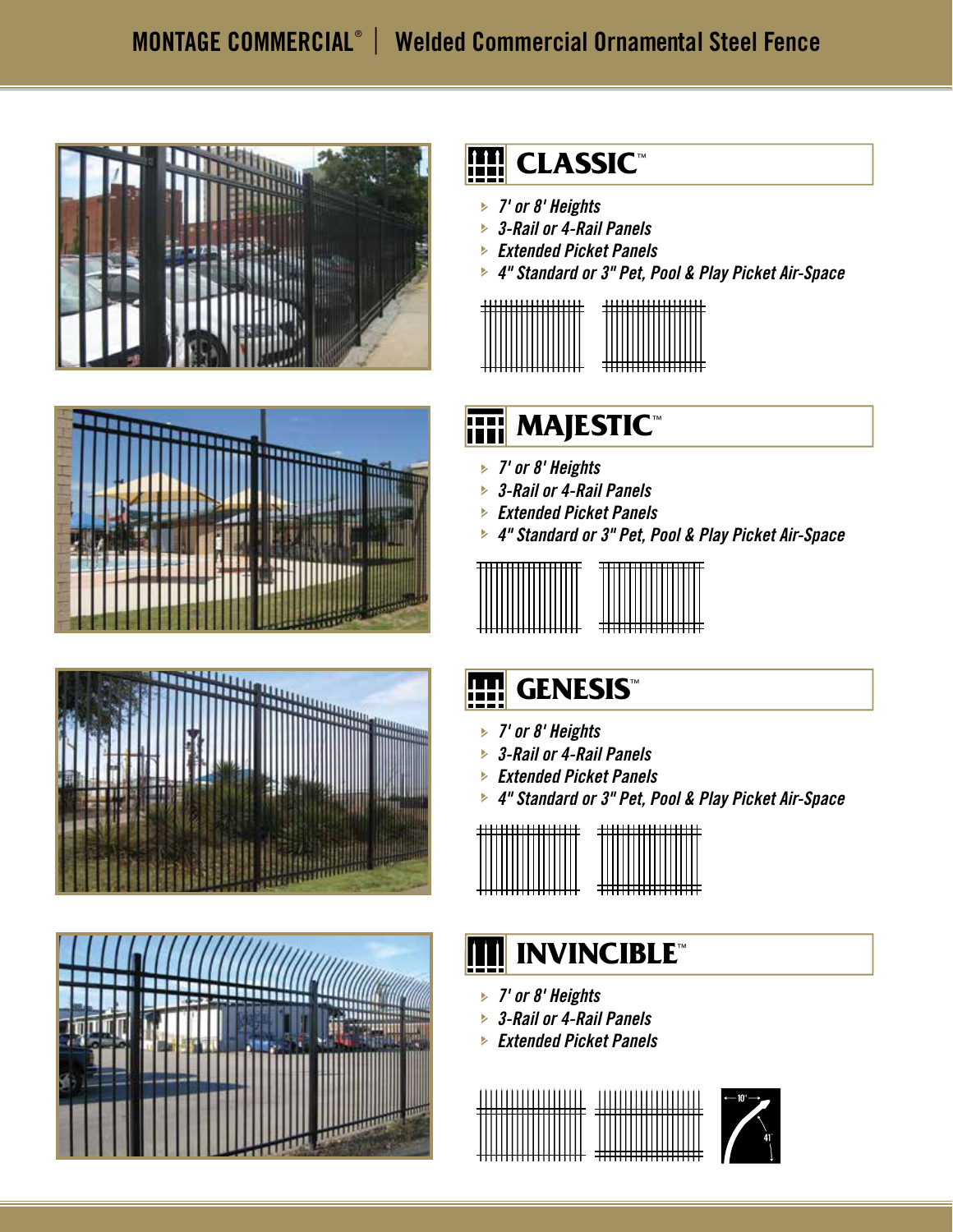# MONTAGE COMMERCIAL® | Welded Commercial Ornamental Steel Fence

## CLASSIC™

- *7' or 8' Heights*
- *3-Rail or 4-Rail Panels*
- *Extended Picket Panels*
- *4" Standard or 3" Pet, Pool & Play Picket Air-Space*

## MAJESTIC™

- *7' or 8' Heights*
- *3-Rail or 4-Rail Panels*
- *Extended Picket Panels*
- *4" Standard or 3" Pet, Pool & Play Picket Air-Space*

## GENESIS™

- *7' or 8' Heights*
- *3-Rail or 4-Rail Panels*
- *Extended Picket Panels*
- *4" Standard or 3" Pet, Pool & Play Picket Air-Space*

## INVINCIBLE™

- *7' or 8' Heights*
- *3-Rail or 4-Rail Panels*
- *Extended Picket Panels*

10"

41"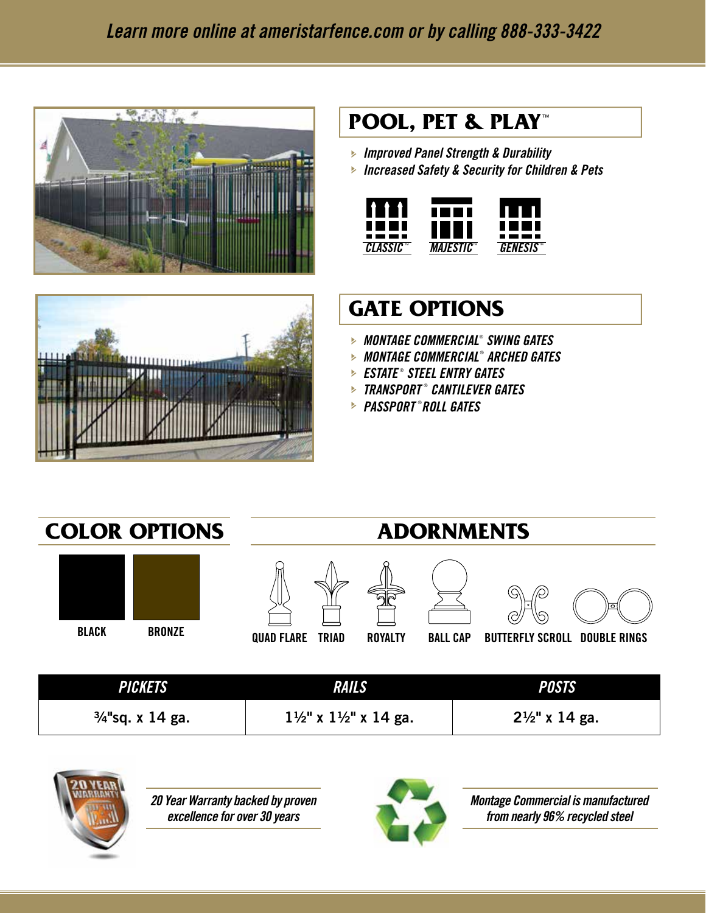## POOL, PET & PLAY™

- *Improved Panel Strength & Durability*
- *Increased Safety & Security for Children & Pets*

CLASSIC™ MAJESTIC™ GENESIS™

## GATE OPTIONS

- *MONTAGE COMMERCIAL® SWING GATES*
- *MONTAGE COMMERCIAL® ARCHED GATES*
- *ESTATE® STEEL ENTRY GATES*
- *TRANSPORT® CANTILEVER GATES*
- *PASSPORT® ROLL GATES*

## COLOR OPTIONS

BLACK
BRONZE

## ADORNMENTS

QUAD FLARE
TRIAD
ROYALTY
BALL CAP
BUTTERFLY SCROLL
DOUBLE RINGS

| *PICKETS* | *RAILS* | *POSTS* |
|---|---|---|
| ¾"sq. x 14 ga. | 1½" x 1½" x 14 ga. | 2½" x 14 ga. |

*20 Year Warranty backed by proven excellence for over 30 years*

*Montage Commercial is manufactured from nearly 96% recycled steel*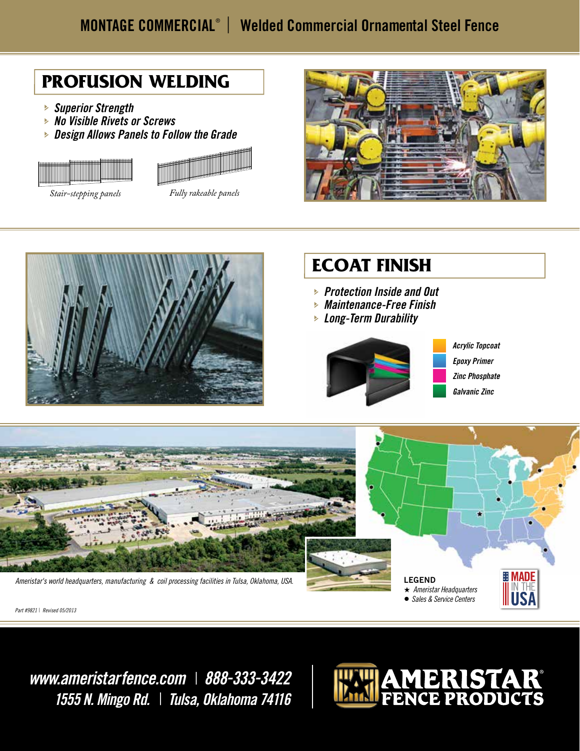## PROFUSION WELDING

- *Superior Strength*
- *No Visible Rivets or Screws*
- *Design Allows Panels to Follow the Grade*

*Stair-stepping panels*

*Fully rakeable panels*

## ECOAT FINISH

- *Protection Inside and Out*
- *Maintenance-Free Finish*
- *Long-Term Durability*

*Acrylic Topcoat*
*Epoxy Primer*
*Zinc Phosphate*
*Galvanic Zinc*

*Ameristar's world headquarters, manufacturing & coil processing facilities in Tulsa, Oklahoma, USA.*

**LEGEND**
★ *Ameristar Headquarters*
● *Sales & Service Centers*

MADE IN THE USA

*Part #9821 | Revised 05/2013*

*www.ameristarfence.com | 888-333-3422*
*1555 N. Mingo Rd. | Tulsa, Oklahoma 74116*

AMERISTAR® FENCE PRODUCTS